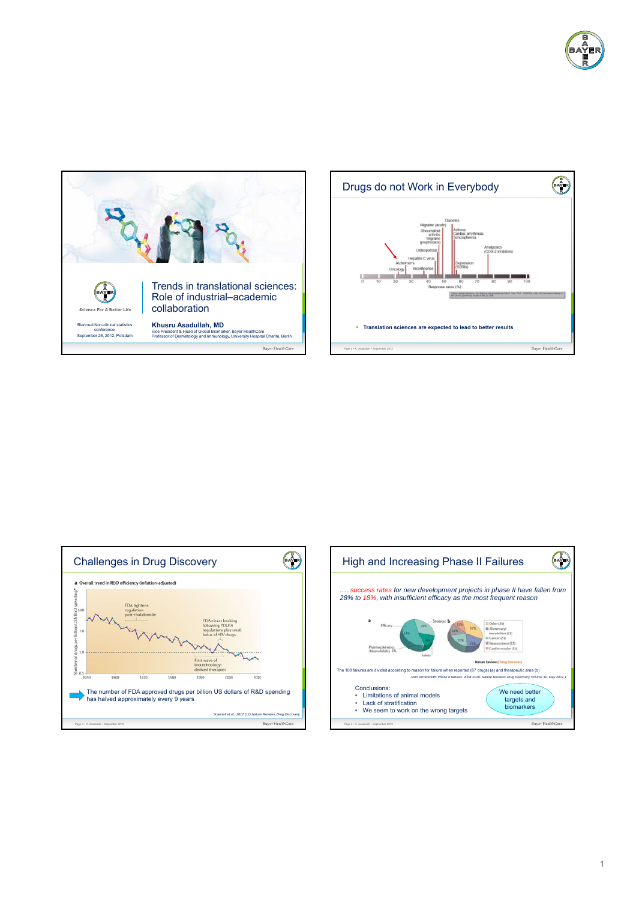## Trends in translational sciences: Role of industrial–academic collaboration

Science For A Better Life

Biannual Non-clinical statistics conference; September 26, 2012, Potsdam

**Khusru Asadullah, MD**
Vice President & Head of Global Biomarker, Bayer HealthCare
Professor of Dermatology and Immunology, University Hospital Charité, Berlin

## Drugs do not Work in Everybody

Response rates (%): Oncology, Alzheimer's, Hepatitis C virus, Incontinence, Osteoporosis, Migraine (prophylaxis), Rheumatoid arthritis, Migraine (acute), Diabetes, Asthma, Cardiac arrythmias, Schizophrenia, Depression (SSRIs), Analgesics (COX-2 inhibitors)

- **Translation sciences are expected to lead to better results**

## Challenges in Drug Discovery

a Overall trend in R&D efficiency (inflation-adjusted)

Number of drugs per billion US$ R&D spending*; FDA tightens regulation post-thalidomide; FDA clears backlog following PDUFA regulations plus small bolus of HIV drugs; First wave of biotechnology-derived therapies

The number of FDA approved drugs per billion US dollars of R&D spending has halved approximately every 9 years

*Scannell et al., 2012 (11) Nature Reviews Drug Discovery*

## High and Increasing Phase II Failures

*…. success rates for new development projects in phase II have fallen from 28% to 18%, with insufficient efficacy as the most frequent reason*

a: Efficacy 51%, Strategic 29%, Pharmacokinetics/Bioavailability 1%, Safety 19%

b: Other (35), Alimentary/metabolism (15), Cancer (21), Neuroscience (17), Cardiovascular (13)

The 108 failures are divided according to reason for failure when reported (87 drugs) (a) and therapeutic area (b)

*John Arrowsmith: Phase II failures: 2008-2010. Nature Reviews Drug Discovery Volume 10, May 2011,1*

Conclusions:

- Limitations of animal models
- Lack of stratification
- We seem to work on the wrong targets

We need better targets and biomarkers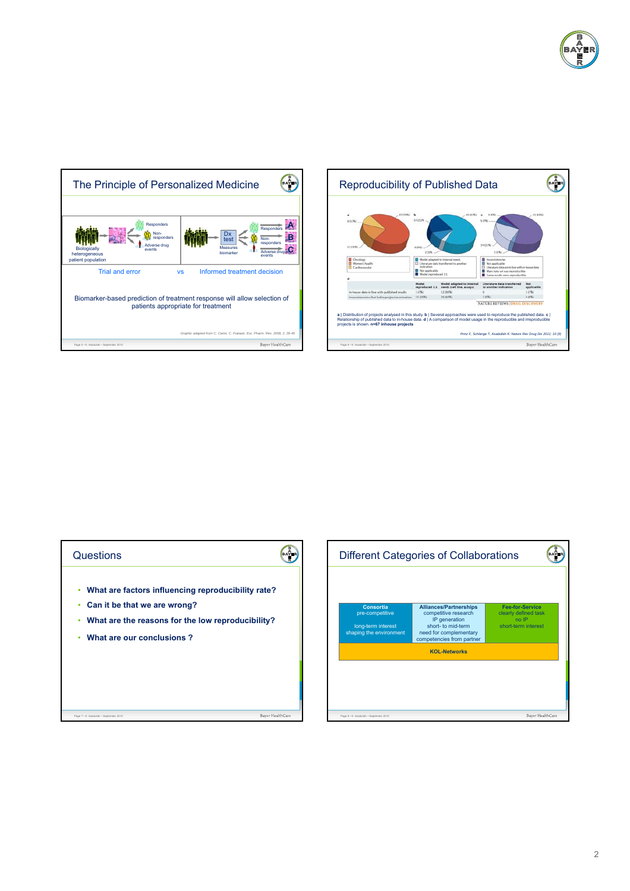## The Principle of Personalized Medicine

Biologically heterogeneous patient population

Responders

Non-responders

Adverse drug events

Dx test

Measures biomarker

Responders A

Non-responders B

Adverse drug events C

Trial and error vs Informed treatment decision

Biomarker-based prediction of treatment response will allow selection of patients appropriate for treatment

*Graphic adapted from C. Carini, C. Fratazzi. Eur. Pharm. Rev. 2008, 2, 39-45*

## Reproducibility of Published Data

a | Distribution of projects analysed in this study. b | Several approaches were used to reproduce the published data. c | Relationship of published data to in-house data. d | A comparison of model usage in the reproducible and irreproducible projects is shown. **n=67 inhouse projects**

*Prinz F, Schlange T, Asadullah K: Nature Rev Drug Dis 2011; 10 (9)*

## Questions

- **What are factors influencing reproducibility rate?**
- **Can it be that we are wrong?**
- **What are the reasons for the low reproducibility?**
- **What are our conclusions ?**

## Different Categories of Collaborations

| Consortia | Alliances/Partnerships | Fee-for-Service |
|---|---|---|
| pre-competitive | competitive research | clearly defined task |
| | IP generation | no IP |
| long-term interest | short- to mid-term | short-term interest |
| shaping the environment | need for complementary competencies from partner | |

**KOL-Networks**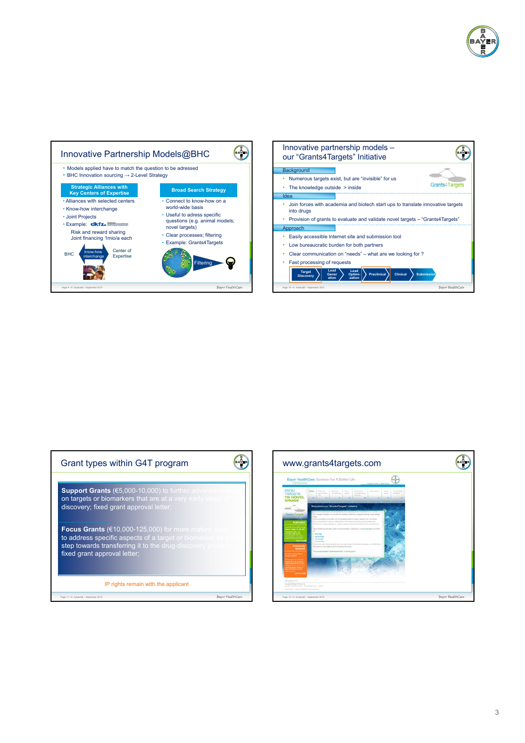## Innovative Partnership Models@BHC

- Models applied have to match the question to be adressed
- BHC Innovation sourcing → 2-Level Strategy

**Strategic Alliances with Key Centers of Expertise**

- Alliances with selected centers
- Know-how interchange
- Joint Projects
- Example: dkfz.

Risk and reward sharing
Joint financing 1mio/a each

BHC — know-how interchange — Center of Expertise

**Broad Search Strategy**

- Connect to know-how on a world-wide basis
- Useful to adress specific questions (e.g. animal models; novel targets)
- Clear processes; filtering
- Example: Grants4Targets

Filtering

## Innovative partnership models – our “Grants4Targets” Initiative

**Background**

- Numerous targets exist, but are “invisible” for us
- The knowledge outside > inside

Grants4Targets

**Idea**

- Join forces with academia and biotech start ups to translate innovative targets into drugs
- Provision of grants to evaluate and validate novel targets – “Grants4Targets”

**Approach**

- Easily accessible Internet site and submission tool
- Low bureaucratic burden for both partners
- Clear communication on “needs” – what are we looking for ?
- Fast processing of requests

Target Discovery → Lead Generation → Lead Optimization → Preclinical → Clinical → Submission

## Grant types within G4T program

**Support Grants** (€5,000-10,000) to further advance research on targets or biomarkers that are at a very early stage of discovery; fixed grant approval letter;

**Focus Grants** (€10,000-125,000) for more mature ideas to address specific aspects of a target or biomarker as a step towards transferring it to the drug-discovery process; fixed grant approval letter;

IP rights remain with the applicant

## www.grants4targets.com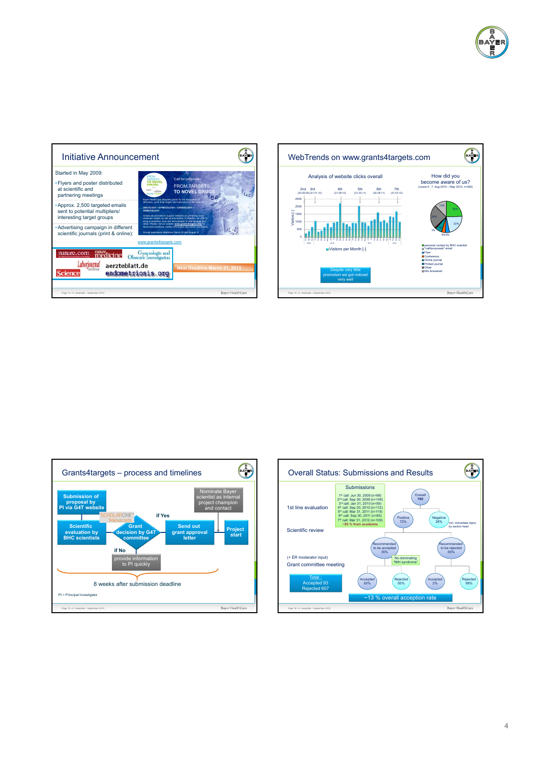## Initiative Announcement

Started in May 2009:

- Flyers and poster distributed at scientific and partnering meetings
- Approx. 2,500 targeted emails sent to potential multipliers/ interesting target groups
- Advertising campaign in different scientific journals (print & online):

Call for proposals: FROM TARGETS TO NOVEL DRUGS

www.grants4targets.com

nature.com · nature medicine · Gynecologic and Obstetric Investigation · Laborjournal online · aerzteblatt.de · Science · endometriosis.org

Next Deadline March 31, 2013

## WebTrends on www.grants4targets.com

Analysis of website clicks overall

2nd (30.09.09) · 3rd (31.01.10) · 4th (31.09.10) · 5th (31.03.11) · 6th (30.09.11) · 7th (31.03.12)

Visitors [-]

Visitors per Month [-]

Despite very little promotion we got noticed very well

How did you become aware of us?
(round 4 - 7, Aug 2010 – May 2012, n=392)

- personal contact by BHC scientist
- "call4proposals" email
- Flyer
- Conference
- Online journal
- Printed journal
- Other
- Not Answered

## Grants4targets – process and timelines

- Submission of proposal by PI via G4T website
- Scientific evaluation by BHC scientists
- Grant decision by G4T committee
- if Yes: Nominate Bayer scientist as internal project champion and contact → Send out grant approval letter → Project start
- if No: provide information to PI quickly

8 weeks after submission deadline

PI = Principal Investigator

## Overall Status: Submissions and Results

**Submissions**

- 1st call: Jun 30, 2009 (n=68)
- 2nd call: Sep 30, 2009 (n=148)
- 3rd call: Jan 31, 2010 (n=59)
- 4th call: Sep 30, 2010 (n=112)
- 5th call: Mar 31, 2011 (n=119)
- 6th call: Sep 30, 2011 (n=85)
- 7th call: Mar 31, 2012 (n=109)
- ~95 % from academia

1st line evaluation: Overall 700 → Positive 72% / Negative 28% (incl. immediate reject by section head)

Scientific review: Recommended to be accepted 35% / Recommended to be rejected 65% — No dominating "NIH syndrome"

(+ ER moderator input) Grant committee meeting: Accepted 50%, Rejected 50% / Accepted 2%, Rejected 98%

Total: Accepted 93, Rejected 607

~13 % overall acception rate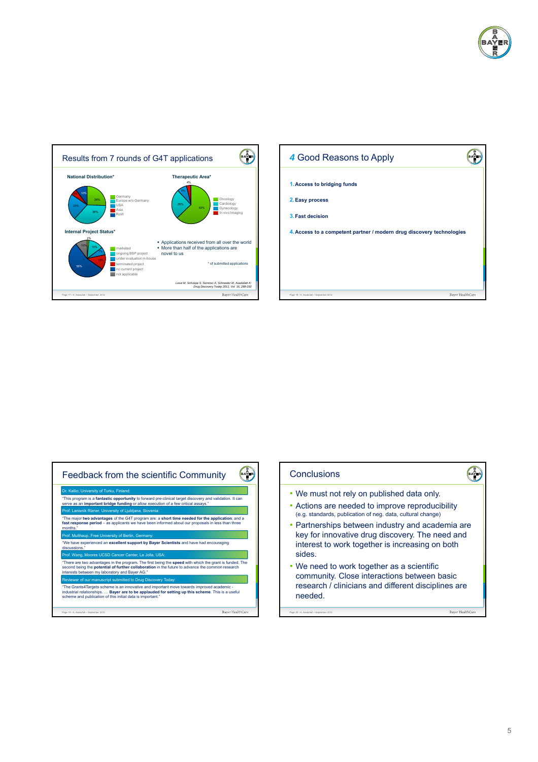## Results from 7 rounds of G4T applications

**National Distribution***

- Germany: 26%
- Europe w/o Germany: 36%
- USA: 23%
- Asia: 5%
- RoW: 10%

**Therapeutic Area***

- Oncology: 63%
- Cardiology: 25%
- Gynecology: 8%
- In vivo Imaging: 4%

**Internal Project Status***

- marketed: 2%
- ongoing BSP project: 13%
- under evaluation in-house: 5%
- terminated project: 15%
- no current project: 55%
- not applicable: 10%

- Applications received from all over the world
- More than half of the applications are novel to us

\* of submitted applications

Lessl M, Schoepe S, Sommer A, Schneider M, Asadullah K: Drug Discovery Today 2011, Vol 16, 288-292

## 4 Good Reasons to Apply

1. **Access to bridging funds**
2. **Easy process**
3. **Fast decision**
4. **Access to a competent partner / modern drug discovery technologies**

## Feedback from the scientific Community

**Dr. Kallio; University of Turku, Finland:**

"This program is a **fantastic opportunity** to forward pre-clinical target discovery and validation. It can serve as an **important bridge funding** or allow execution of a few critical assays."

**Prof. Lanisnik Rizner, University of Ljubljana, Slovenia:**

"The major **two advantages** of the G4T program are: a **short time needed for the application**; and a **fast response period** – as applicants we have been informed about our proposals in less than three months."

**Prof. Multhaup, Free University of Berlin, Germany:**

"We have experienced an **excellent support by Bayer Scientists** and have had encouraging discussions."

**Prof. Wang, Moores UCSD Cancer Center, La Jolla, USA:**

"There are two advantages in the program. The first being the **speed** with which the grant is funded. The second being the **potential of further collaboration** in the future to advance the common research interests between my laboratory and Bayer AG."

**Reviewer of our manuscript submitted to Drug Discovery Today:**

"The Grants4Targets scheme is an innovative and important move towards improved academic - industrial relationships. … **Bayer are to be applauded for setting up this scheme**. This is a useful scheme and publication of this initial data is important."

## Conclusions

- We must not rely on published data only.
- Actions are needed to improve reproducibility (e.g. standards, publication of neg. data, cultural change)
- Partnerships between industry and academia are key for innovative drug discovery. The need and interest to work together is increasing on both sides.
- We need to work together as a scientific community. Close interactions between basic research / clinicians and different disciplines are needed.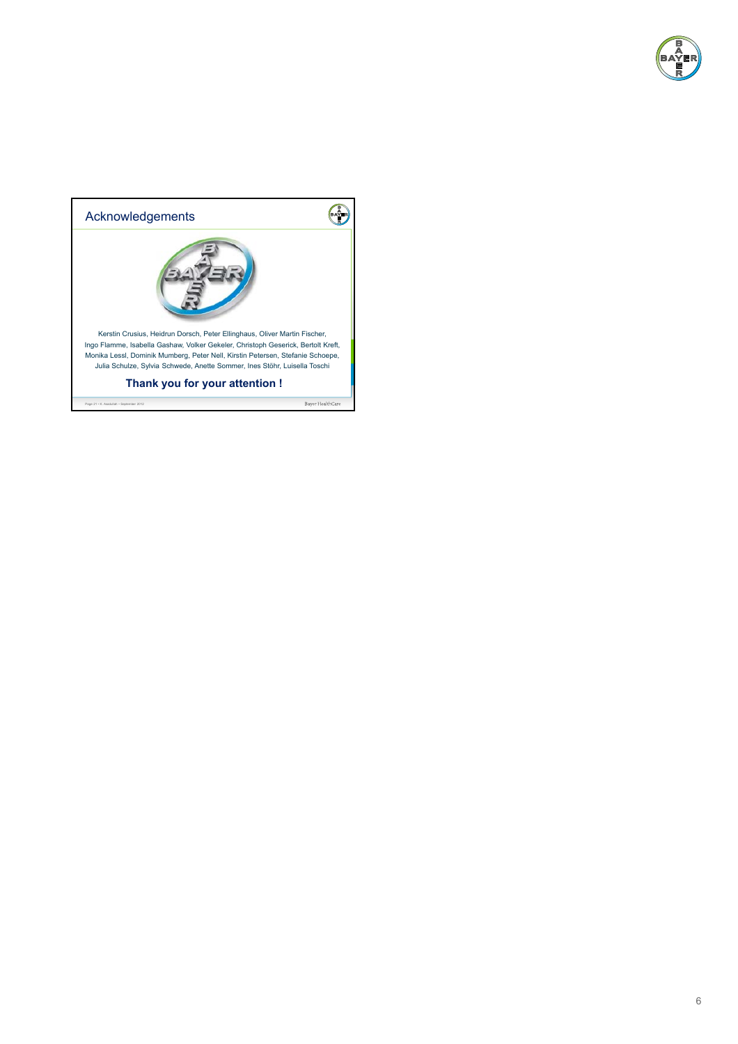## Acknowledgements

Kerstin Crusius, Heidrun Dorsch, Peter Ellinghaus, Oliver Martin Fischer, Ingo Flamme, Isabella Gashaw, Volker Gekeler, Christoph Geserick, Bertolt Kreft, Monika Lessl, Dominik Mumberg, Peter Nell, Kirstin Petersen, Stefanie Schoepe, Julia Schulze, Sylvia Schwede, Anette Sommer, Ines Stöhr, Luisella Toschi

**Thank you for your attention !**